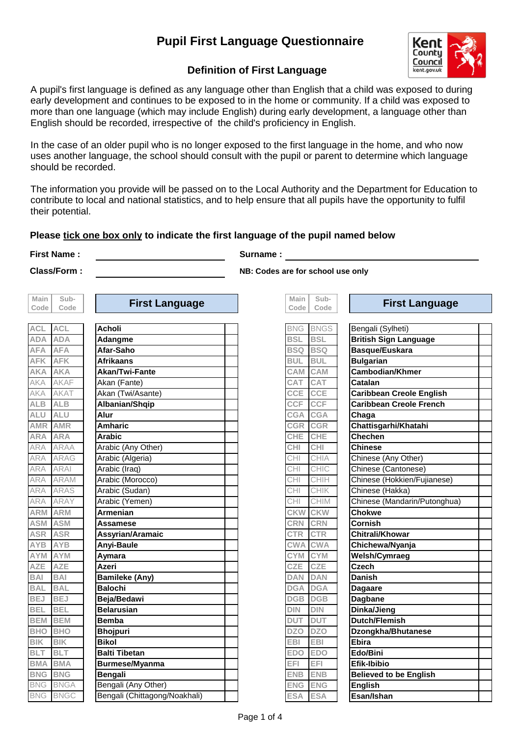# Pupil First Language Questionnaire

## Definition of First Language

A pupil's first language is defined as any language other than English that a child was exposed to during early development and continues to be exposed to in the home or community. If a child was exposed to more than one language (which may include English) during early development, a language other than English should be recorded, irrespective of the child's proficiency in English.

In the case of an older pupil who is no longer exposed to the first language in the home, and who now uses another language, the school should consult with the pupil or parent to determine which language should be recorded.

The information you provide will be passed on to the Local Authority and the Department for Education to contribute to local and national statistics, and to help ensure that all pupils have the opportunity to fulfil their potential.

**Please <u>tick one box only</u> to indicate the first language of the pupil named below**

**First Name :** ____________________ **Surname :** ____________________

**Class/Form :** ____________________ **NB: Codes are for school use only**

| Main Code | Sub-Code | First Language | |
|---|---|---|---|
| ACL | ACL | **Acholi** | |
| ADA | ADA | **Adangme** | |
| AFA | AFA | **Afar-Saho** | |
| AFK | AFK | **Afrikaans** | |
| AKA | AKA | **Akan/Twi-Fante** | |
| AKA | AKAF | Akan (Fante) | |
| AKA | AKAT | Akan (Twi/Asante) | |
| ALB | ALB | **Albanian/Shqip** | |
| ALU | ALU | **Alur** | |
| AMR | AMR | **Amharic** | |
| ARA | ARA | **Arabic** | |
| ARA | ARAA | Arabic (Any Other) | |
| ARA | ARAG | Arabic (Algeria) | |
| ARA | ARAI | Arabic (Iraq) | |
| ARA | ARAM | Arabic (Morocco) | |
| ARA | ARAS | Arabic (Sudan) | |
| ARA | ARAY | Arabic (Yemen) | |
| ARM | ARM | **Armenian** | |
| ASM | ASM | **Assamese** | |
| ASR | ASR | **Assyrian/Aramaic** | |
| AYB | AYB | **Anyi-Baule** | |
| AYM | AYM | **Aymara** | |
| AZE | AZE | **Azeri** | |
| BAI | BAI | **Bamileke (Any)** | |
| BAL | BAL | **Balochi** | |
| BEJ | BEJ | **Beja/Bedawi** | |
| BEL | BEL | **Belarusian** | |
| BEM | BEM | **Bemba** | |
| BHO | BHO | **Bhojpuri** | |
| BIK | BIK | **Bikol** | |
| BLT | BLT | **Balti Tibetan** | |
| BMA | BMA | **Burmese/Myanma** | |
| BNG | BNG | **Bengali** | |
| BNG | BNGA | Bengali (Any Other) | |
| BNG | BNGC | Bengali (Chittagong/Noakhali) | |
| BNG | BNGS | Bengali (Sylheti) | |
| BSL | BSL | **British Sign Language** | |
| BSQ | BSQ | **Basque/Euskara** | |
| BUL | BUL | **Bulgarian** | |
| CAM | CAM | **Cambodian/Khmer** | |
| CAT | CAT | **Catalan** | |
| CCE | CCE | **Caribbean Creole English** | |
| CCF | CCF | **Caribbean Creole French** | |
| CGA | CGA | **Chaga** | |
| CGR | CGR | **Chattisgarhi/Khatahi** | |
| CHE | CHE | **Chechen** | |
| CHI | CHI | **Chinese** | |
| CHI | CHIA | Chinese (Any Other) | |
| CHI | CHIC | Chinese (Cantonese) | |
| CHI | CHIH | Chinese (Hokkien/Fujianese) | |
| CHI | CHIK | Chinese (Hakka) | |
| CHI | CHIM | Chinese (Mandarin/Putonghua) | |
| CKW | CKW | **Chokwe** | |
| CRN | CRN | **Cornish** | |
| CTR | CTR | **Chitrali/Khowar** | |
| CWA | CWA | **Chichewa/Nyanja** | |
| CYM | CYM | **Welsh/Cymraeg** | |
| CZE | CZE | **Czech** | |
| DAN | DAN | **Danish** | |
| DGA | DGA | **Dagaare** | |
| DGB | DGB | **Dagbane** | |
| DIN | DIN | **Dinka/Jieng** | |
| DUT | DUT | **Dutch/Flemish** | |
| DZO | DZO | **Dzongkha/Bhutanese** | |
| EBI | EBI | **Ebira** | |
| EDO | EDO | **Edo/Bini** | |
| EFI | EFI | **Efik-Ibibio** | |
| ENB | ENB | **Believed to be English** | |
| ENG | ENG | **English** | |
| ESA | ESA | **Esan/Ishan** | |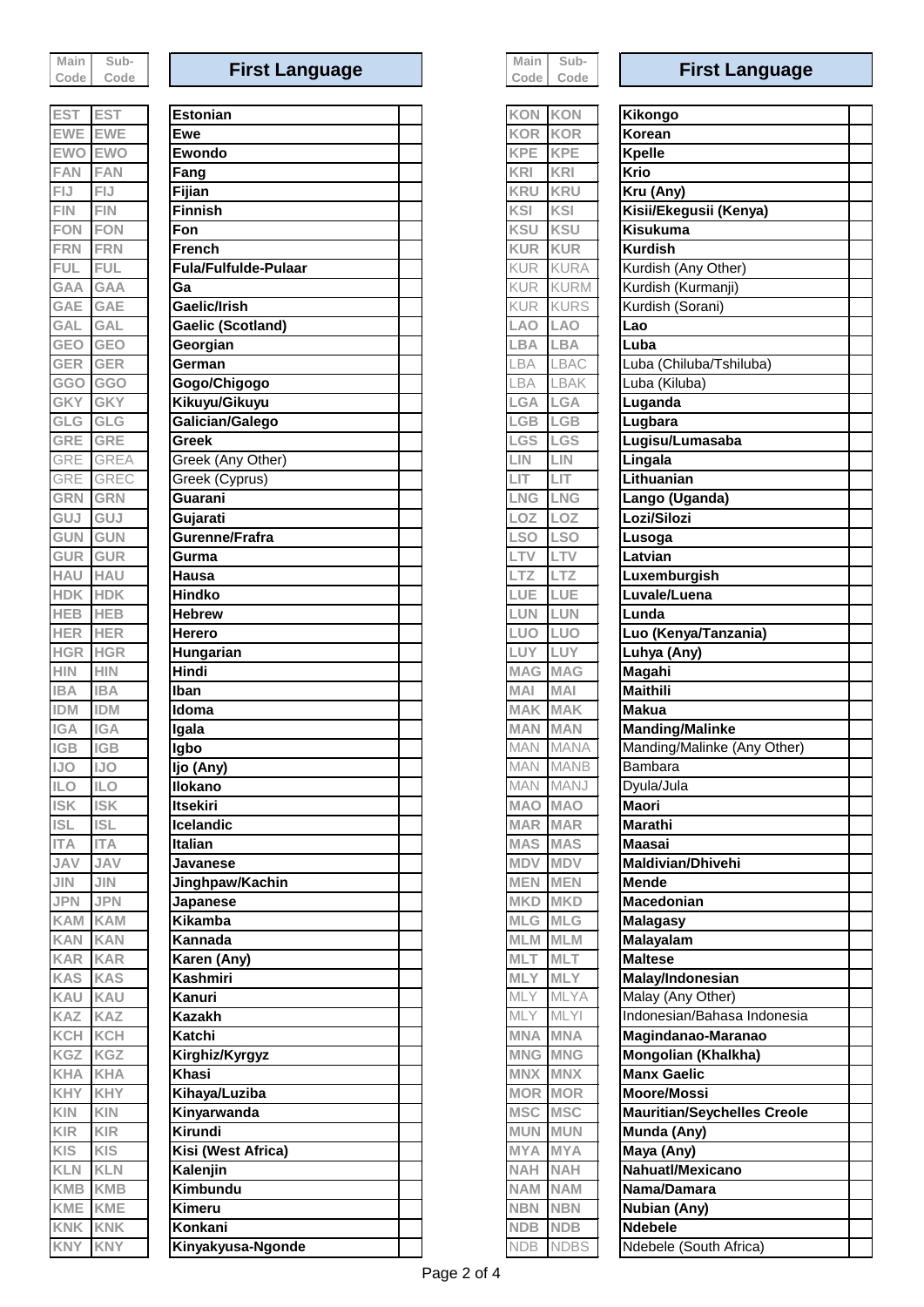| Main Code | Sub-Code | First Language | |
|---|---|---|---|
| EST | EST | **Estonian** | |
| EWE | EWE | **Ewe** | |
| EWO | EWO | **Ewondo** | |
| FAN | FAN | **Fang** | |
| FIJ | FIJ | **Fijian** | |
| FIN | FIN | **Finnish** | |
| FON | FON | **Fon** | |
| FRN | FRN | **French** | |
| FUL | FUL | **Fula/Fulfulde-Pulaar** | |
| GAA | GAA | **Ga** | |
| GAE | GAE | **Gaelic/Irish** | |
| GAL | GAL | **Gaelic (Scotland)** | |
| GEO | GEO | **Georgian** | |
| GER | GER | **German** | |
| GGO | GGO | **Gogo/Chigogo** | |
| GKY | GKY | **Kikuyu/Gikuyu** | |
| GLG | GLG | **Galician/Galego** | |
| GRE | GRE | **Greek** | |
| GRE | GREA | Greek (Any Other) | |
| GRE | GREC | Greek (Cyprus) | |
| GRN | GRN | **Guarani** | |
| GUJ | GUJ | **Gujarati** | |
| GUN | GUN | **Gurenne/Frafra** | |
| GUR | GUR | **Gurma** | |
| HAU | HAU | **Hausa** | |
| HDK | HDK | **Hindko** | |
| HEB | HEB | **Hebrew** | |
| HER | HER | **Herero** | |
| HGR | HGR | **Hungarian** | |
| HIN | HIN | **Hindi** | |
| IBA | IBA | **Iban** | |
| IDM | IDM | **Idoma** | |
| IGA | IGA | **Igala** | |
| IGB | IGB | **Igbo** | |
| IJO | IJO | **Ijo (Any)** | |
| ILO | ILO | **Ilokano** | |
| ISK | ISK | **Itsekiri** | |
| ISL | ISL | **Icelandic** | |
| ITA | ITA | **Italian** | |
| JAV | JAV | **Javanese** | |
| JIN | JIN | **Jinghpaw/Kachin** | |
| JPN | JPN | **Japanese** | |
| KAM | KAM | **Kikamba** | |
| KAN | KAN | **Kannada** | |
| KAR | KAR | **Karen (Any)** | |
| KAS | KAS | **Kashmiri** | |
| KAU | KAU | **Kanuri** | |
| KAZ | KAZ | **Kazakh** | |
| KCH | KCH | **Katchi** | |
| KGZ | KGZ | **Kirghiz/Kyrgyz** | |
| KHA | KHA | **Khasi** | |
| KHY | KHY | **Kihaya/Luziba** | |
| KIN | KIN | **Kinyarwanda** | |
| KIR | KIR | **Kirundi** | |
| KIS | KIS | **Kisi (West Africa)** | |
| KLN | KLN | **Kalenjin** | |
| KMB | KMB | **Kimbundu** | |
| KME | KME | **Kimeru** | |
| KNK | KNK | **Konkani** | |
| KNY | KNY | **Kinyakyusa-Ngonde** | |
| KON | KON | **Kikongo** | |
| KOR | KOR | **Korean** | |
| KPE | KPE | **Kpelle** | |
| KRI | KRI | **Krio** | |
| KRU | KRU | **Kru (Any)** | |
| KSI | KSI | **Kisii/Ekegusii (Kenya)** | |
| KSU | KSU | **Kisukuma** | |
| KUR | KUR | **Kurdish** | |
| KUR | KURA | Kurdish (Any Other) | |
| KUR | KURM | Kurdish (Kurmanji) | |
| KUR | KURS | Kurdish (Sorani) | |
| LAO | LAO | **Lao** | |
| LBA | LBA | **Luba** | |
| LBA | LBAC | Luba (Chiluba/Tshiluba) | |
| LBA | LBAK | Luba (Kiluba) | |
| LGA | LGA | **Luganda** | |
| LGB | LGB | **Lugbara** | |
| LGS | LGS | **Lugisu/Lumasaba** | |
| LIN | LIN | **Lingala** | |
| LIT | LIT | **Lithuanian** | |
| LNG | LNG | **Lango (Uganda)** | |
| LOZ | LOZ | **Lozi/Silozi** | |
| LSO | LSO | **Lusoga** | |
| LTV | LTV | **Latvian** | |
| LTZ | LTZ | **Luxemburgish** | |
| LUE | LUE | **Luvale/Luena** | |
| LUN | LUN | **Lunda** | |
| LUO | LUO | **Luo (Kenya/Tanzania)** | |
| LUY | LUY | **Luhya (Any)** | |
| MAG | MAG | **Magahi** | |
| MAI | MAI | **Maithili** | |
| MAK | MAK | **Makua** | |
| MAN | MAN | **Manding/Malinke** | |
| MAN | MANA | Manding/Malinke (Any Other) | |
| MAN | MANB | Bambara | |
| MAN | MANJ | Dyula/Jula | |
| MAO | MAO | **Maori** | |
| MAR | MAR | **Marathi** | |
| MAS | MAS | **Maasai** | |
| MDV | MDV | **Maldivian/Dhivehi** | |
| MEN | MEN | **Mende** | |
| MKD | MKD | **Macedonian** | |
| MLG | MLG | **Malagasy** | |
| MLM | MLM | **Malayalam** | |
| MLT | MLT | **Maltese** | |
| MLY | MLY | **Malay/Indonesian** | |
| MLY | MLYA | Malay (Any Other) | |
| MLY | MLYI | Indonesian/Bahasa Indonesia | |
| MNA | MNA | **Magindanao-Maranao** | |
| MNG | MNG | **Mongolian (Khalkha)** | |
| MNX | MNX | **Manx Gaelic** | |
| MOR | MOR | **Moore/Mossi** | |
| MSC | MSC | **Mauritian/Seychelles Creole** | |
| MUN | MUN | **Munda (Any)** | |
| MYA | MYA | **Maya (Any)** | |
| NAH | NAH | **Nahuatl/Mexicano** | |
| NAM | NAM | **Nama/Damara** | |
| NBN | NBN | **Nubian (Any)** | |
| NDB | NDB | **Ndebele** | |
| NDB | NDBS | Ndebele (South Africa) | |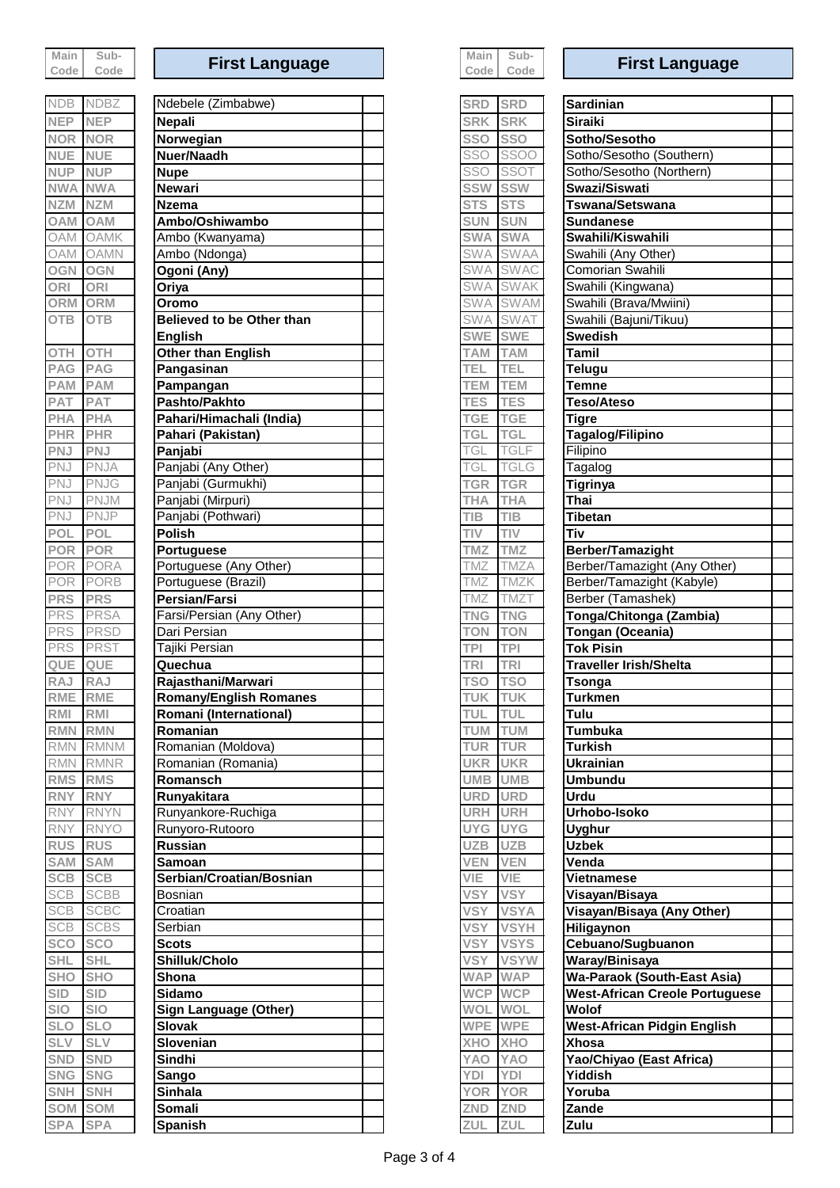| Main Code | Sub-Code | First Language | |
|---|---|---|---|
| NDB | NDBZ | Ndebele (Zimbabwe) | |
| NEP | NEP | **Nepali** | |
| NOR | NOR | **Norwegian** | |
| NUE | NUE | **Nuer/Naadh** | |
| NUP | NUP | **Nupe** | |
| NWA | NWA | **Newari** | |
| NZM | NZM | **Nzema** | |
| OAM | OAM | **Ambo/Oshiwambo** | |
| OAM | OAMK | Ambo (Kwanyama) | |
| OAM | OAMN | Ambo (Ndonga) | |
| OGN | OGN | **Ogoni (Any)** | |
| ORI | ORI | **Oriya** | |
| ORM | ORM | **Oromo** | |
| OTB | OTB | **Believed to be Other than English** | |
| OTH | OTH | **Other than English** | |
| PAG | PAG | **Pangasinan** | |
| PAM | PAM | **Pampangan** | |
| PAT | PAT | **Pashto/Pakhto** | |
| PHA | PHA | **Pahari/Himachali (India)** | |
| PHR | PHR | **Pahari (Pakistan)** | |
| PNJ | PNJ | **Panjabi** | |
| PNJ | PNJA | Panjabi (Any Other) | |
| PNJ | PNJG | Panjabi (Gurmukhi) | |
| PNJ | PNJM | Panjabi (Mirpuri) | |
| PNJ | PNJP | Panjabi (Pothwari) | |
| POL | POL | **Polish** | |
| POR | POR | **Portuguese** | |
| POR | PORA | Portuguese (Any Other) | |
| POR | PORB | Portuguese (Brazil) | |
| PRS | PRS | **Persian/Farsi** | |
| PRS | PRSA | Farsi/Persian (Any Other) | |
| PRS | PRSD | Dari Persian | |
| PRS | PRST | Tajiki Persian | |
| QUE | QUE | **Quechua** | |
| RAJ | RAJ | **Rajasthani/Marwari** | |
| RME | RME | **Romany/English Romanes** | |
| RMI | RMI | **Romani (International)** | |
| RMN | RMN | **Romanian** | |
| RMN | RMNM | Romanian (Moldova) | |
| RMN | RMNR | Romanian (Romania) | |
| RMS | RMS | **Romansch** | |
| RNY | RNY | **Runyakitara** | |
| RNY | RNYN | Runyankore-Ruchiga | |
| RNY | RNYO | Runyoro-Rutooro | |
| RUS | RUS | **Russian** | |
| SAM | SAM | **Samoan** | |
| SCB | SCB | **Serbian/Croatian/Bosnian** | |
| SCB | SCBB | Bosnian | |
| SCB | SCBC | Croatian | |
| SCB | SCBS | Serbian | |
| SCO | SCO | **Scots** | |
| SHL | SHL | **Shilluk/Cholo** | |
| SHO | SHO | **Shona** | |
| SID | SID | **Sidamo** | |
| SIO | SIO | **Sign Language (Other)** | |
| SLO | SLO | **Slovak** | |
| SLV | SLV | **Slovenian** | |
| SND | SND | **Sindhi** | |
| SNG | SNG | **Sango** | |
| SNH | SNH | **Sinhala** | |
| SOM | SOM | **Somali** | |
| SPA | SPA | **Spanish** | |
| SRD | SRD | **Sardinian** | |
| SRK | SRK | **Siraiki** | |
| SSO | SSO | **Sotho/Sesotho** | |
| SSO | SSOO | Sotho/Sesotho (Southern) | |
| SSO | SSOT | Sotho/Sesotho (Northern) | |
| SSW | SSW | **Swazi/Siswati** | |
| STS | STS | **Tswana/Setswana** | |
| SUN | SUN | **Sundanese** | |
| SWA | SWA | **Swahili/Kiswahili** | |
| SWA | SWAA | Swahili (Any Other) | |
| SWA | SWAC | Comorian Swahili | |
| SWA | SWAK | Swahili (Kingwana) | |
| SWA | SWAM | Swahili (Brava/Mwiini) | |
| SWA | SWAT | Swahili (Bajuni/Tikuu) | |
| SWE | SWE | **Swedish** | |
| TAM | TAM | **Tamil** | |
| TEL | TEL | **Telugu** | |
| TEM | TEM | **Temne** | |
| TES | TES | **Teso/Ateso** | |
| TGE | TGE | **Tigre** | |
| TGL | TGL | **Tagalog/Filipino** | |
| TGL | TGLF | Filipino | |
| TGL | TGLG | Tagalog | |
| TGR | TGR | **Tigrinya** | |
| THA | THA | **Thai** | |
| TIB | TIB | **Tibetan** | |
| TIV | TIV | **Tiv** | |
| TMZ | TMZ | **Berber/Tamazight** | |
| TMZ | TMZA | Berber/Tamazight (Any Other) | |
| TMZ | TMZK | Berber/Tamazight (Kabyle) | |
| TMZ | TMZT | Berber (Tamashek) | |
| TNG | TNG | **Tonga/Chitonga (Zambia)** | |
| TON | TON | **Tongan (Oceania)** | |
| TPI | TPI | **Tok Pisin** | |
| TRI | TRI | **Traveller Irish/Shelta** | |
| TSO | TSO | **Tsonga** | |
| TUK | TUK | **Turkmen** | |
| TUL | TUL | **Tulu** | |
| TUM | TUM | **Tumbuka** | |
| TUR | TUR | **Turkish** | |
| UKR | UKR | **Ukrainian** | |
| UMB | UMB | **Umbundu** | |
| URD | URD | **Urdu** | |
| URH | URH | **Urhobo-Isoko** | |
| UYG | UYG | **Uyghur** | |
| UZB | UZB | **Uzbek** | |
| VEN | VEN | **Venda** | |
| VIE | VIE | **Vietnamese** | |
| VSY | VSY | **Visayan/Bisaya** | |
| VSY | VSYA | **Visayan/Bisaya (Any Other)** | |
| VSY | VSYH | **Hiligaynon** | |
| VSY | VSYS | **Cebuano/Sugbuanon** | |
| VSY | VSYW | **Waray/Binisaya** | |
| WAP | WAP | **Wa-Paraok (South-East Asia)** | |
| WCP | WCP | **West-African Creole Portuguese** | |
| WOL | WOL | **Wolof** | |
| WPE | WPE | **West-African Pidgin English** | |
| XHO | XHO | **Xhosa** | |
| YAO | YAO | **Yao/Chiyao (East Africa)** | |
| YDI | YDI | **Yiddish** | |
| YOR | YOR | **Yoruba** | |
| ZND | ZND | **Zande** | |
| ZUL | ZUL | **Zulu** | |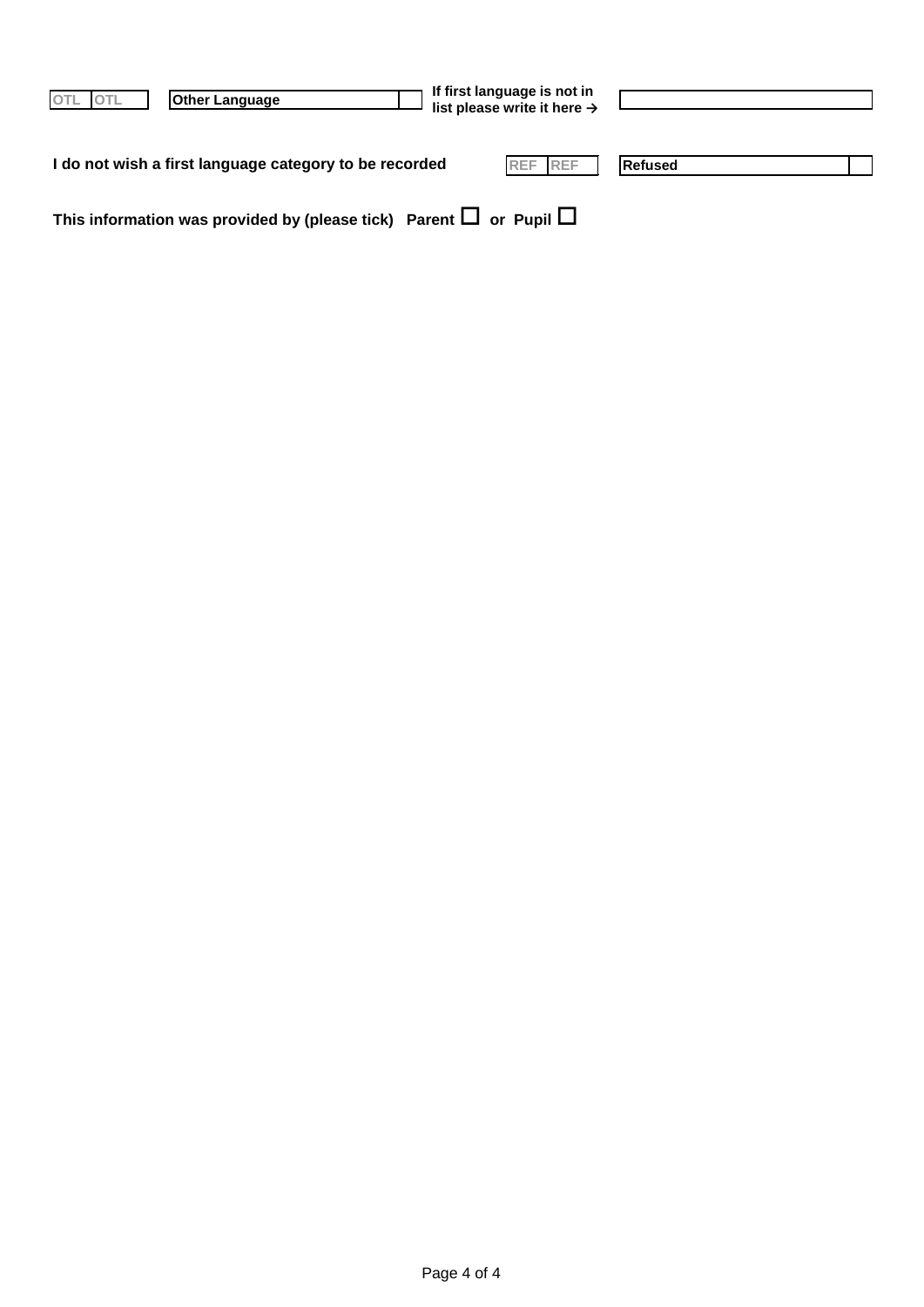| | | | | | |
|---|---|---|---|---|---|
| OTL | OTL | Other Language | | If first language is not in list please write it here → | |

| | | | | |
|---|---|---|---|---|
| I do not wish a first language category to be recorded | REF | REF | Refused | |

This information was provided by (please tick) Parent ☐ or Pupil ☐